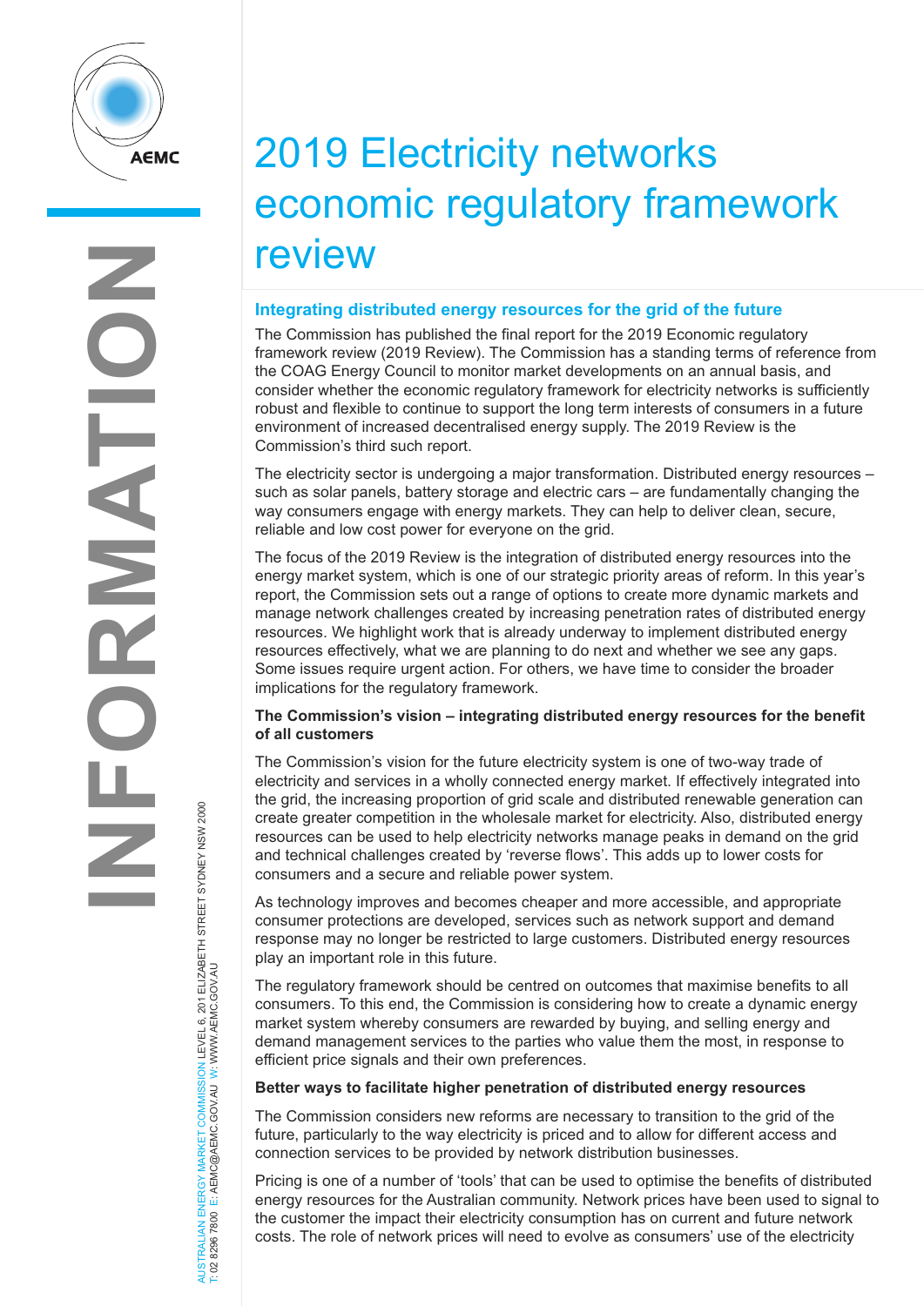# 2019 Electricity networks economic regulatory framework review

## Integrating distributed energy resources for the grid of the future

The Commission has published the final report for the 2019 Economic regulatory framework review (2019 Review). The Commission has a standing terms of reference from the COAG Energy Council to monitor market developments on an annual basis, and consider whether the economic regulatory framework for electricity networks is sufficiently robust and flexible to continue to support the long term interests of consumers in a future environment of increased decentralised energy supply. The 2019 Review is the Commission's third such report.

The electricity sector is undergoing a major transformation. Distributed energy resources – such as solar panels, battery storage and electric cars – are fundamentally changing the way consumers engage with energy markets. They can help to deliver clean, secure, reliable and low cost power for everyone on the grid.

The focus of the 2019 Review is the integration of distributed energy resources into the energy market system, which is one of our strategic priority areas of reform. In this year's report, the Commission sets out a range of options to create more dynamic markets and manage network challenges created by increasing penetration rates of distributed energy resources. We highlight work that is already underway to implement distributed energy resources effectively, what we are planning to do next and whether we see any gaps. Some issues require urgent action. For others, we have time to consider the broader implications for the regulatory framework.

### The Commission's vision – integrating distributed energy resources for the benefit of all customers

The Commission's vision for the future electricity system is one of two-way trade of electricity and services in a wholly connected energy market. If effectively integrated into the grid, the increasing proportion of grid scale and distributed renewable generation can create greater competition in the wholesale market for electricity. Also, distributed energy resources can be used to help electricity networks manage peaks in demand on the grid and technical challenges created by 'reverse flows'. This adds up to lower costs for consumers and a secure and reliable power system.

As technology improves and becomes cheaper and more accessible, and appropriate consumer protections are developed, services such as network support and demand response may no longer be restricted to large customers. Distributed energy resources play an important role in this future.

The regulatory framework should be centred on outcomes that maximise benefits to all consumers. To this end, the Commission is considering how to create a dynamic energy market system whereby consumers are rewarded by buying, and selling energy and demand management services to the parties who value them the most, in response to efficient price signals and their own preferences.

### Better ways to facilitate higher penetration of distributed energy resources

The Commission considers new reforms are necessary to transition to the grid of the future, particularly to the way electricity is priced and to allow for different access and connection services to be provided by network distribution businesses.

Pricing is one of a number of 'tools' that can be used to optimise the benefits of distributed energy resources for the Australian community. Network prices have been used to signal to the customer the impact their electricity consumption has on current and future network costs. The role of network prices will need to evolve as consumers' use of the electricity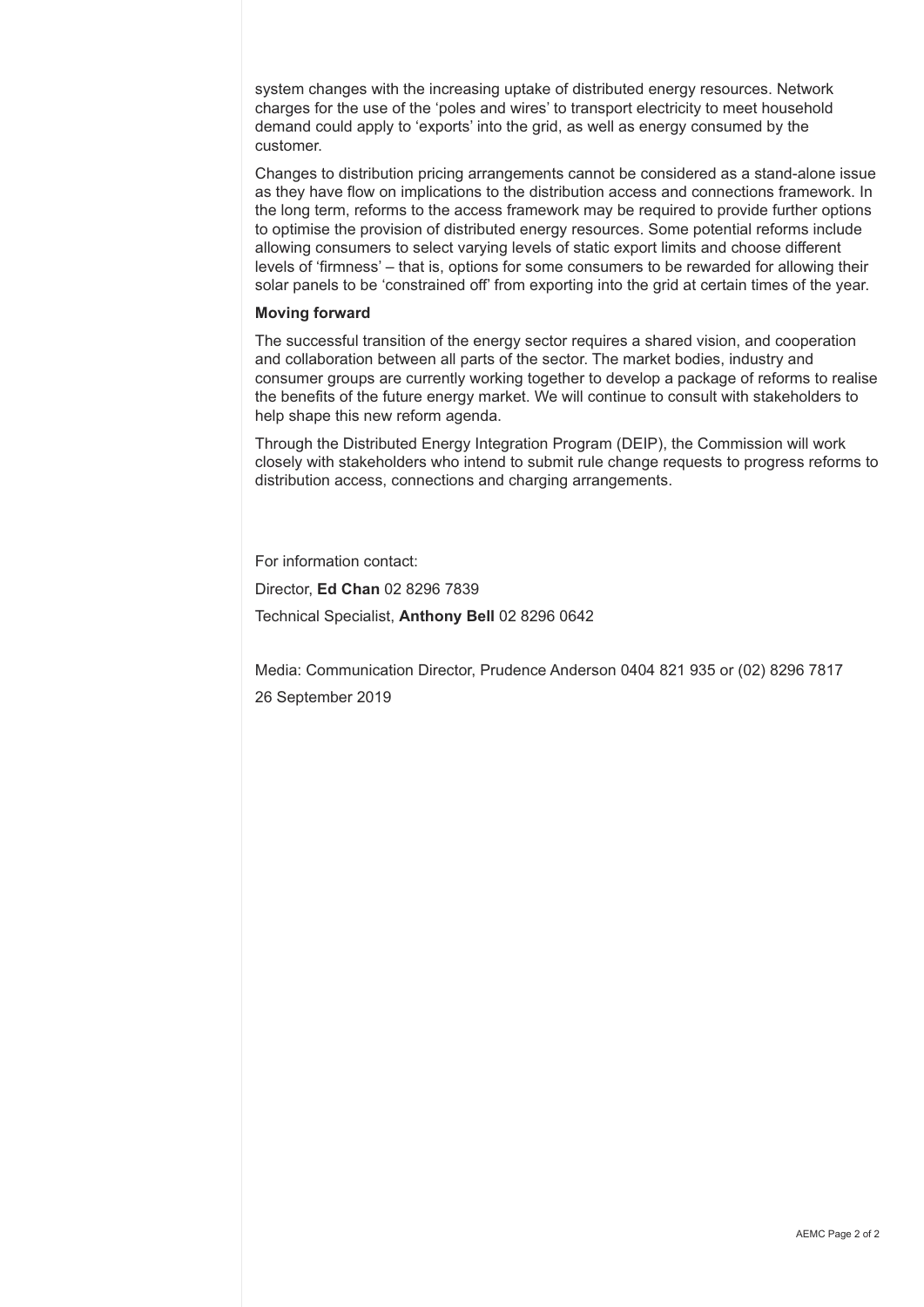system changes with the increasing uptake of distributed energy resources. Network charges for the use of the 'poles and wires' to transport electricity to meet household demand could apply to 'exports' into the grid, as well as energy consumed by the customer.

Changes to distribution pricing arrangements cannot be considered as a stand-alone issue as they have flow on implications to the distribution access and connections framework. In the long term, reforms to the access framework may be required to provide further options to optimise the provision of distributed energy resources. Some potential reforms include allowing consumers to select varying levels of static export limits and choose different levels of 'firmness' – that is, options for some consumers to be rewarded for allowing their solar panels to be 'constrained off' from exporting into the grid at certain times of the year.

**Moving forward**

The successful transition of the energy sector requires a shared vision, and cooperation and collaboration between all parts of the sector. The market bodies, industry and consumer groups are currently working together to develop a package of reforms to realise the benefits of the future energy market. We will continue to consult with stakeholders to help shape this new reform agenda.

Through the Distributed Energy Integration Program (DEIP), the Commission will work closely with stakeholders who intend to submit rule change requests to progress reforms to distribution access, connections and charging arrangements.

For information contact:

Director, **Ed Chan** 02 8296 7839

Technical Specialist, **Anthony Bell** 02 8296 0642

Media: Communication Director, Prudence Anderson 0404 821 935 or (02) 8296 7817

26 September 2019